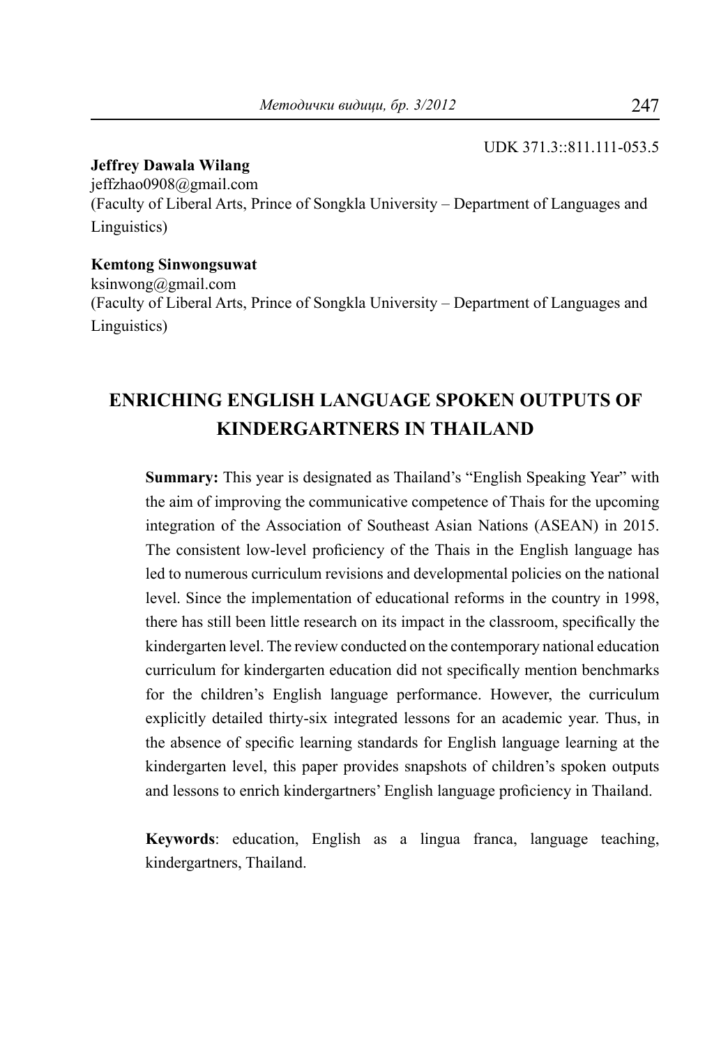UDK 371.3::811.111-053.5

**Jeffrey Dawala Wilang**
jeffzhao0908@gmail.com
(Faculty of Liberal Arts, Prince of Songkla University – Department of Languages and Linguistics)

**Kemtong Sinwongsuwat**
ksinwong@gmail.com
(Faculty of Liberal Arts, Prince of Songkla University – Department of Languages and Linguistics)

# ENRICHING ENGLISH LANGUAGE SPOKEN OUTPUTS OF KINDERGARTNERS IN THAILAND

**Summary:** This year is designated as Thailand's "English Speaking Year" with the aim of improving the communicative competence of Thais for the upcoming integration of the Association of Southeast Asian Nations (ASEAN) in 2015. The consistent low-level proficiency of the Thais in the English language has led to numerous curriculum revisions and developmental policies on the national level. Since the implementation of educational reforms in the country in 1998, there has still been little research on its impact in the classroom, specifically the kindergarten level. The review conducted on the contemporary national education curriculum for kindergarten education did not specifically mention benchmarks for the children's English language performance. However, the curriculum explicitly detailed thirty-six integrated lessons for an academic year. Thus, in the absence of specific learning standards for English language learning at the kindergarten level, this paper provides snapshots of children's spoken outputs and lessons to enrich kindergartners' English language proficiency in Thailand.

**Keywords**: education, English as a lingua franca, language teaching, kindergartners, Thailand.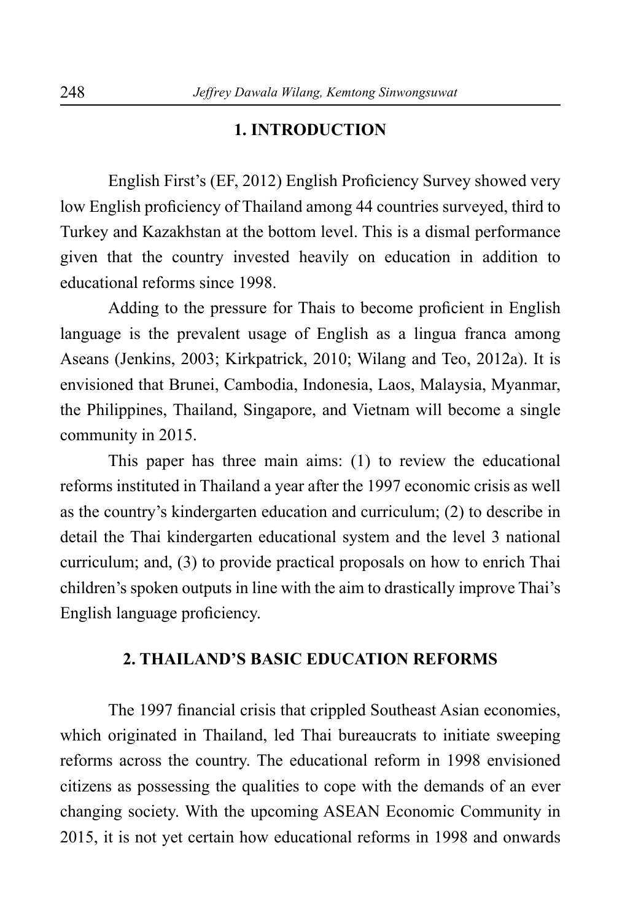## 1. INTRODUCTION

English First's (EF, 2012) English Proficiency Survey showed very low English proficiency of Thailand among 44 countries surveyed, third to Turkey and Kazakhstan at the bottom level. This is a dismal performance given that the country invested heavily on education in addition to educational reforms since 1998.

Adding to the pressure for Thais to become proficient in English language is the prevalent usage of English as a lingua franca among Aseans (Jenkins, 2003; Kirkpatrick, 2010; Wilang and Teo, 2012a). It is envisioned that Brunei, Cambodia, Indonesia, Laos, Malaysia, Myanmar, the Philippines, Thailand, Singapore, and Vietnam will become a single community in 2015.

This paper has three main aims: (1) to review the educational reforms instituted in Thailand a year after the 1997 economic crisis as well as the country's kindergarten education and curriculum; (2) to describe in detail the Thai kindergarten educational system and the level 3 national curriculum; and, (3) to provide practical proposals on how to enrich Thai children's spoken outputs in line with the aim to drastically improve Thai's English language proficiency.

## 2. THAILAND'S BASIC EDUCATION REFORMS

The 1997 financial crisis that crippled Southeast Asian economies, which originated in Thailand, led Thai bureaucrats to initiate sweeping reforms across the country. The educational reform in 1998 envisioned citizens as possessing the qualities to cope with the demands of an ever changing society. With the upcoming ASEAN Economic Community in 2015, it is not yet certain how educational reforms in 1998 and onwards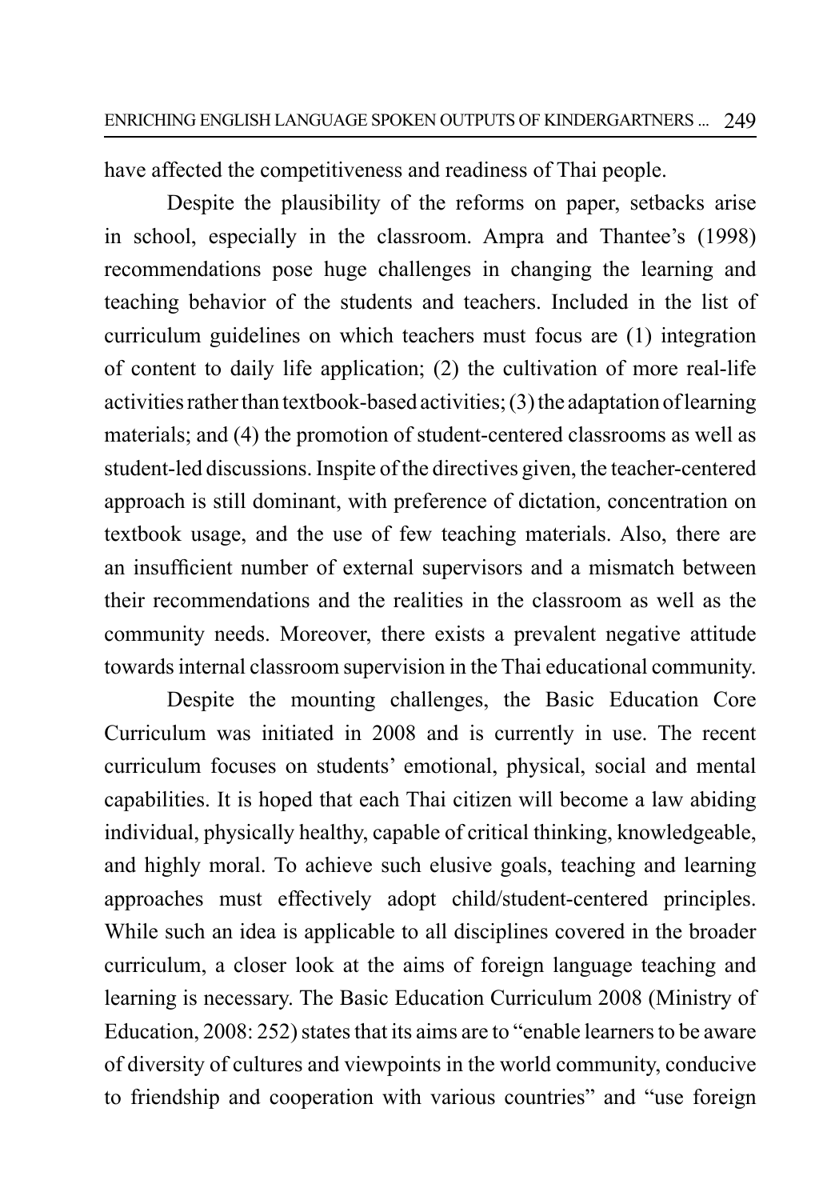have affected the competitiveness and readiness of Thai people.

Despite the plausibility of the reforms on paper, setbacks arise in school, especially in the classroom. Ampra and Thantee's (1998) recommendations pose huge challenges in changing the learning and teaching behavior of the students and teachers. Included in the list of curriculum guidelines on which teachers must focus are (1) integration of content to daily life application; (2) the cultivation of more real-life activities rather than textbook-based activities; (3) the adaptation of learning materials; and (4) the promotion of student-centered classrooms as well as student-led discussions. Inspite of the directives given, the teacher-centered approach is still dominant, with preference of dictation, concentration on textbook usage, and the use of few teaching materials. Also, there are an insufficient number of external supervisors and a mismatch between their recommendations and the realities in the classroom as well as the community needs. Moreover, there exists a prevalent negative attitude towards internal classroom supervision in the Thai educational community.

Despite the mounting challenges, the Basic Education Core Curriculum was initiated in 2008 and is currently in use. The recent curriculum focuses on students' emotional, physical, social and mental capabilities. It is hoped that each Thai citizen will become a law abiding individual, physically healthy, capable of critical thinking, knowledgeable, and highly moral. To achieve such elusive goals, teaching and learning approaches must effectively adopt child/student-centered principles. While such an idea is applicable to all disciplines covered in the broader curriculum, a closer look at the aims of foreign language teaching and learning is necessary. The Basic Education Curriculum 2008 (Ministry of Education, 2008: 252) states that its aims are to "enable learners to be aware of diversity of cultures and viewpoints in the world community, conducive to friendship and cooperation with various countries" and "use foreign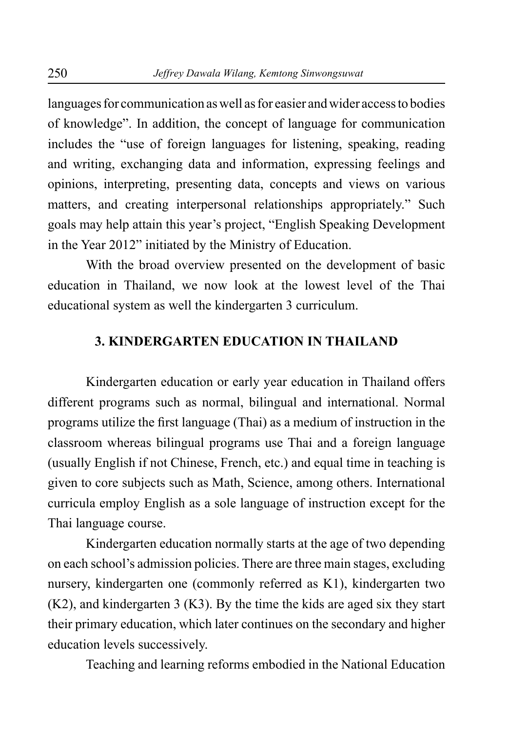languages for communication as well as for easier and wider access to bodies of knowledge". In addition, the concept of language for communication includes the "use of foreign languages for listening, speaking, reading and writing, exchanging data and information, expressing feelings and opinions, interpreting, presenting data, concepts and views on various matters, and creating interpersonal relationships appropriately." Such goals may help attain this year's project, "English Speaking Development in the Year 2012" initiated by the Ministry of Education.

With the broad overview presented on the development of basic education in Thailand, we now look at the lowest level of the Thai educational system as well the kindergarten 3 curriculum.

## 3. KINDERGARTEN EDUCATION IN THAILAND

Kindergarten education or early year education in Thailand offers different programs such as normal, bilingual and international. Normal programs utilize the first language (Thai) as a medium of instruction in the classroom whereas bilingual programs use Thai and a foreign language (usually English if not Chinese, French, etc.) and equal time in teaching is given to core subjects such as Math, Science, among others. International curricula employ English as a sole language of instruction except for the Thai language course.

Kindergarten education normally starts at the age of two depending on each school's admission policies. There are three main stages, excluding nursery, kindergarten one (commonly referred as K1), kindergarten two (K2), and kindergarten 3 (K3). By the time the kids are aged six they start their primary education, which later continues on the secondary and higher education levels successively.

Teaching and learning reforms embodied in the National Education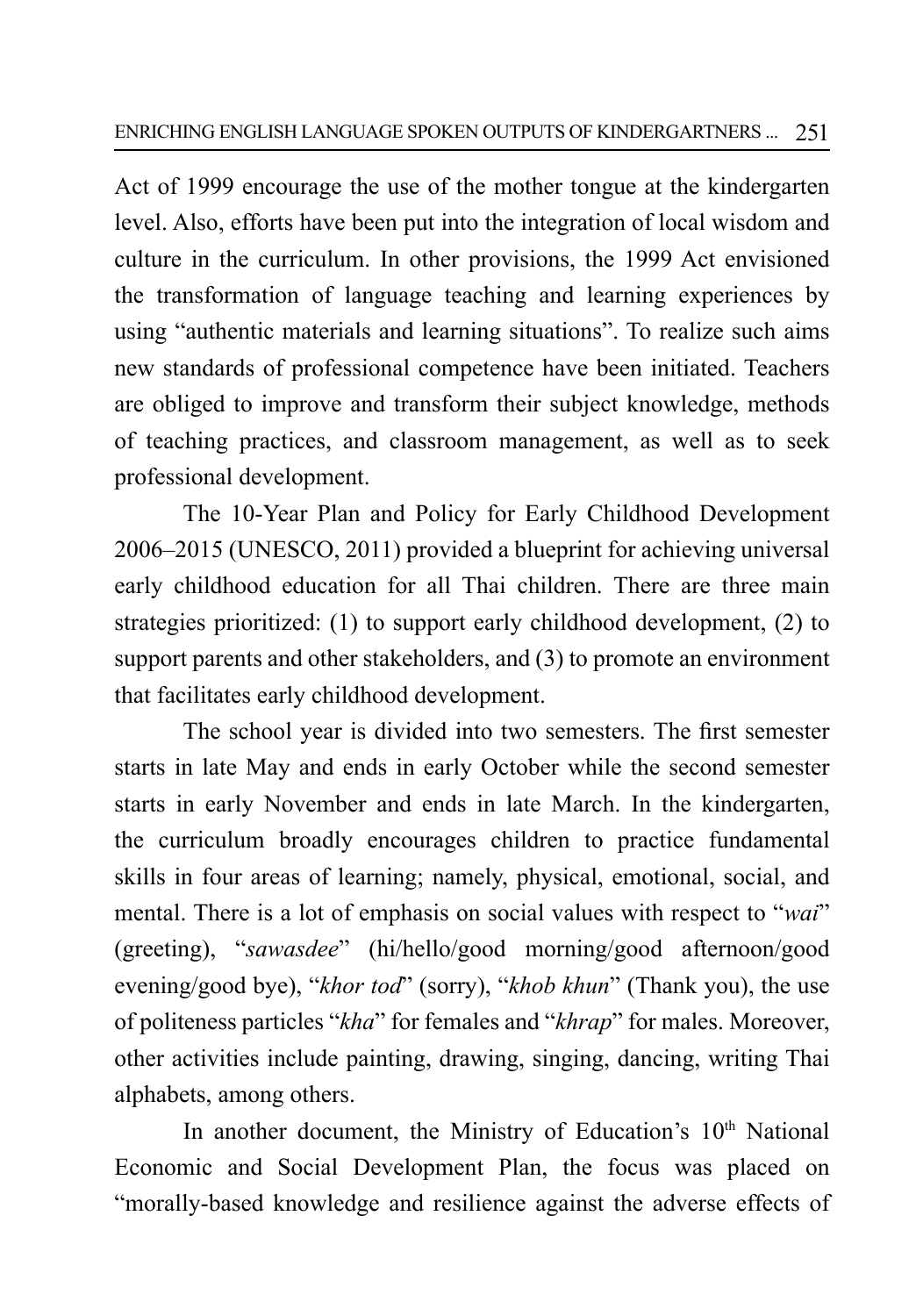Act of 1999 encourage the use of the mother tongue at the kindergarten level. Also, efforts have been put into the integration of local wisdom and culture in the curriculum. In other provisions, the 1999 Act envisioned the transformation of language teaching and learning experiences by using "authentic materials and learning situations". To realize such aims new standards of professional competence have been initiated. Teachers are obliged to improve and transform their subject knowledge, methods of teaching practices, and classroom management, as well as to seek professional development.

The 10-Year Plan and Policy for Early Childhood Development 2006–2015 (UNESCO, 2011) provided a blueprint for achieving universal early childhood education for all Thai children. There are three main strategies prioritized: (1) to support early childhood development, (2) to support parents and other stakeholders, and (3) to promote an environment that facilitates early childhood development.

The school year is divided into two semesters. The first semester starts in late May and ends in early October while the second semester starts in early November and ends in late March. In the kindergarten, the curriculum broadly encourages children to practice fundamental skills in four areas of learning; namely, physical, emotional, social, and mental. There is a lot of emphasis on social values with respect to "*wai*" (greeting), "*sawasdee*" (hi/hello/good morning/good afternoon/good evening/good bye), "*khor tod*" (sorry), "*khob khun*" (Thank you), the use of politeness particles "*kha*" for females and "*khrap*" for males. Moreover, other activities include painting, drawing, singing, dancing, writing Thai alphabets, among others.

In another document, the Ministry of Education's 10th National Economic and Social Development Plan, the focus was placed on "morally-based knowledge and resilience against the adverse effects of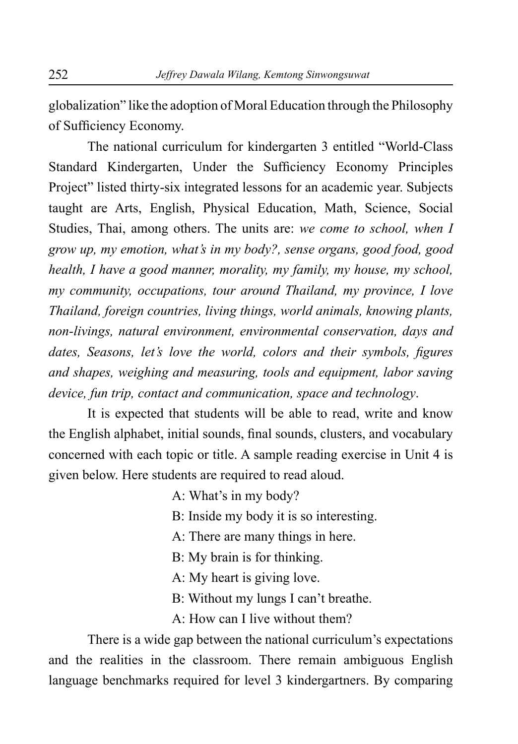globalization" like the adoption of Moral Education through the Philosophy of Sufficiency Economy.

The national curriculum for kindergarten 3 entitled "World-Class Standard Kindergarten, Under the Sufficiency Economy Principles Project" listed thirty-six integrated lessons for an academic year. Subjects taught are Arts, English, Physical Education, Math, Science, Social Studies, Thai, among others. The units are: *we come to school, when I grow up, my emotion, what's in my body?, sense organs, good food, good health, I have a good manner, morality, my family, my house, my school, my community, occupations, tour around Thailand, my province, I love Thailand, foreign countries, living things, world animals, knowing plants, non-livings, natural environment, environmental conservation, days and dates, Seasons, let's love the world, colors and their symbols, figures and shapes, weighing and measuring, tools and equipment, labor saving device, fun trip, contact and communication, space and technology*.

It is expected that students will be able to read, write and know the English alphabet, initial sounds, final sounds, clusters, and vocabulary concerned with each topic or title. A sample reading exercise in Unit 4 is given below. Here students are required to read aloud.

A: What's in my body?  
B: Inside my body it is so interesting.  
A: There are many things in here.  
B: My brain is for thinking.  
A: My heart is giving love.  
B: Without my lungs I can't breathe.  
A: How can I live without them?

There is a wide gap between the national curriculum's expectations and the realities in the classroom. There remain ambiguous English language benchmarks required for level 3 kindergartners. By comparing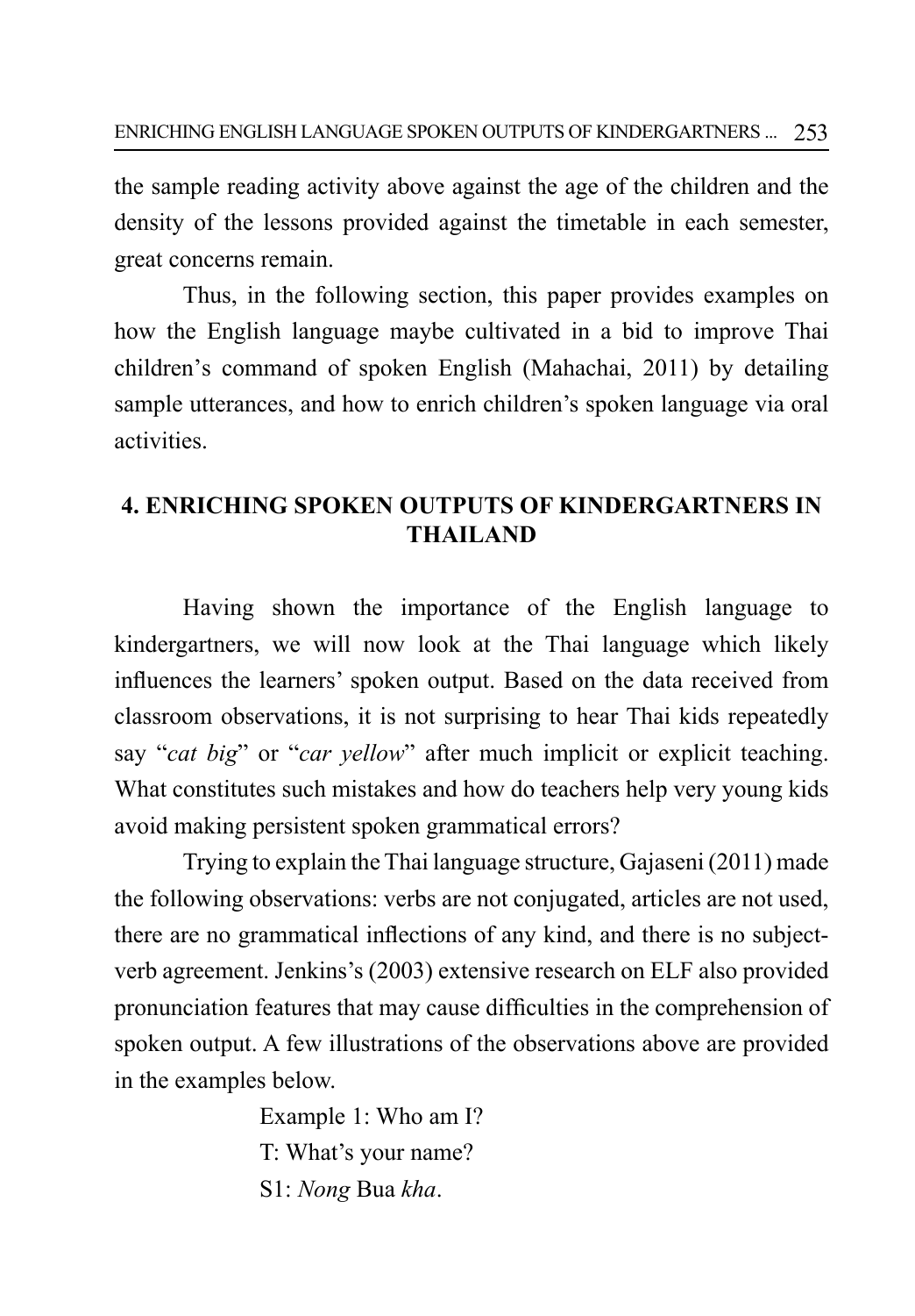the sample reading activity above against the age of the children and the density of the lessons provided against the timetable in each semester, great concerns remain.

Thus, in the following section, this paper provides examples on how the English language maybe cultivated in a bid to improve Thai children's command of spoken English (Mahachai, 2011) by detailing sample utterances, and how to enrich children's spoken language via oral activities.

## 4. ENRICHING SPOKEN OUTPUTS OF KINDERGARTNERS IN THAILAND

Having shown the importance of the English language to kindergartners, we will now look at the Thai language which likely influences the learners' spoken output. Based on the data received from classroom observations, it is not surprising to hear Thai kids repeatedly say "*cat big*" or "*car yellow*" after much implicit or explicit teaching. What constitutes such mistakes and how do teachers help very young kids avoid making persistent spoken grammatical errors?

Trying to explain the Thai language structure, Gajaseni (2011) made the following observations: verbs are not conjugated, articles are not used, there are no grammatical inflections of any kind, and there is no subject-verb agreement. Jenkins's (2003) extensive research on ELF also provided pronunciation features that may cause difficulties in the comprehension of spoken output. A few illustrations of the observations above are provided in the examples below.

Example 1: Who am I?
T: What's your name?
S1: *Nong* Bua *kha*.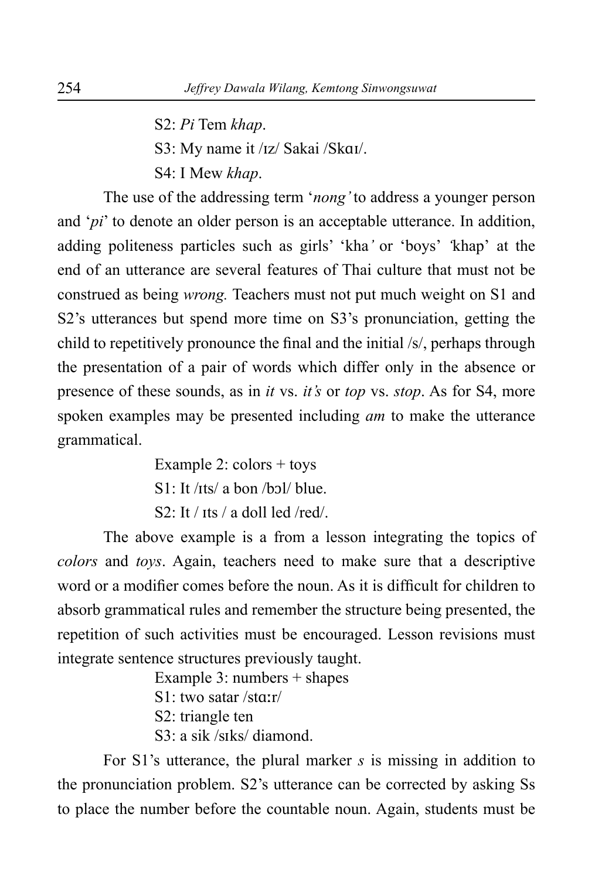S2: *Pi* Tem *khap*.

S3: My name it /ɪz/ Sakai /Skɑɪ/.

S4: I Mew *khap*.

The use of the addressing term '*nong'* to address a younger person and '*pi*' to denote an older person is an acceptable utterance. In addition, adding politeness particles such as girls' 'kha*'* or 'boys' *'*khap' at the end of an utterance are several features of Thai culture that must not be construed as being *wrong.* Teachers must not put much weight on S1 and S2's utterances but spend more time on S3's pronunciation, getting the child to repetitively pronounce the final and the initial /s/, perhaps through the presentation of a pair of words which differ only in the absence or presence of these sounds, as in *it* vs. *it's* or *top* vs. *stop*. As for S4, more spoken examples may be presented including *am* to make the utterance grammatical.

Example 2: colors + toys

S1: It /ɪts/ a bon /bɔl/ blue.

S2: It / ɪts / a doll led /red/.

The above example is a from a lesson integrating the topics of *colors* and *toys*. Again, teachers need to make sure that a descriptive word or a modifier comes before the noun. As it is difficult for children to absorb grammatical rules and remember the structure being presented, the repetition of such activities must be encouraged. Lesson revisions must integrate sentence structures previously taught.

Example 3: numbers + shapes

S1: two satar /stɑːr/

S2: triangle ten

S3: a sik /sɪks/ diamond.

For S1's utterance, the plural marker *s* is missing in addition to the pronunciation problem. S2's utterance can be corrected by asking Ss to place the number before the countable noun. Again, students must be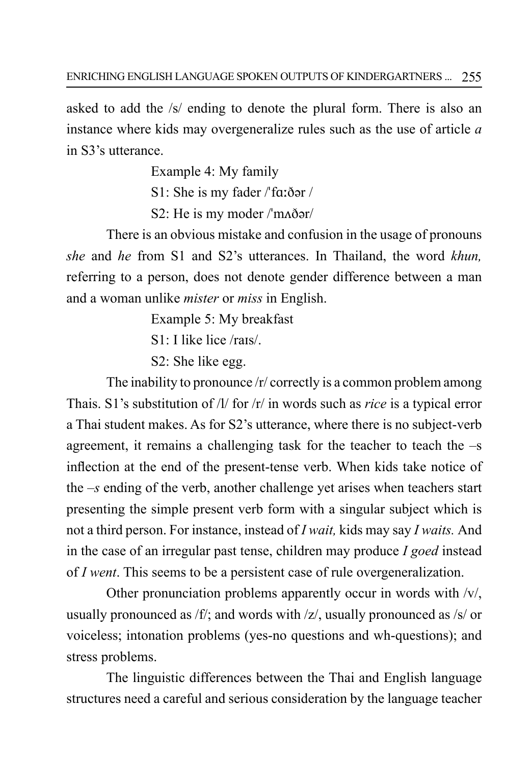asked to add the /s/ ending to denote the plural form. There is also an instance where kids may overgeneralize rules such as the use of article *a* in S3's utterance.

Example 4: My family

S1: She is my fader /ˈfɑːðər /

S2: He is my moder /ˈmʌðər/

There is an obvious mistake and confusion in the usage of pronouns *she* and *he* from S1 and S2's utterances. In Thailand, the word *khun,* referring to a person, does not denote gender difference between a man and a woman unlike *mister* or *miss* in English.

Example 5: My breakfast

S1: I like lice /raɪs/.

S2: She like egg.

The inability to pronounce /r/ correctly is a common problem among Thais. S1's substitution of /l/ for /r/ in words such as *rice* is a typical error a Thai student makes. As for S2's utterance, where there is no subject-verb agreement, it remains a challenging task for the teacher to teach the –s inflection at the end of the present-tense verb. When kids take notice of the *–s* ending of the verb, another challenge yet arises when teachers start presenting the simple present verb form with a singular subject which is not a third person. For instance, instead of *I wait,* kids may say *I waits.* And in the case of an irregular past tense, children may produce *I goed* instead of *I went*. This seems to be a persistent case of rule overgeneralization.

Other pronunciation problems apparently occur in words with /v/, usually pronounced as /f/; and words with /z/, usually pronounced as /s/ or voiceless; intonation problems (yes-no questions and wh-questions); and stress problems.

The linguistic differences between the Thai and English language structures need a careful and serious consideration by the language teacher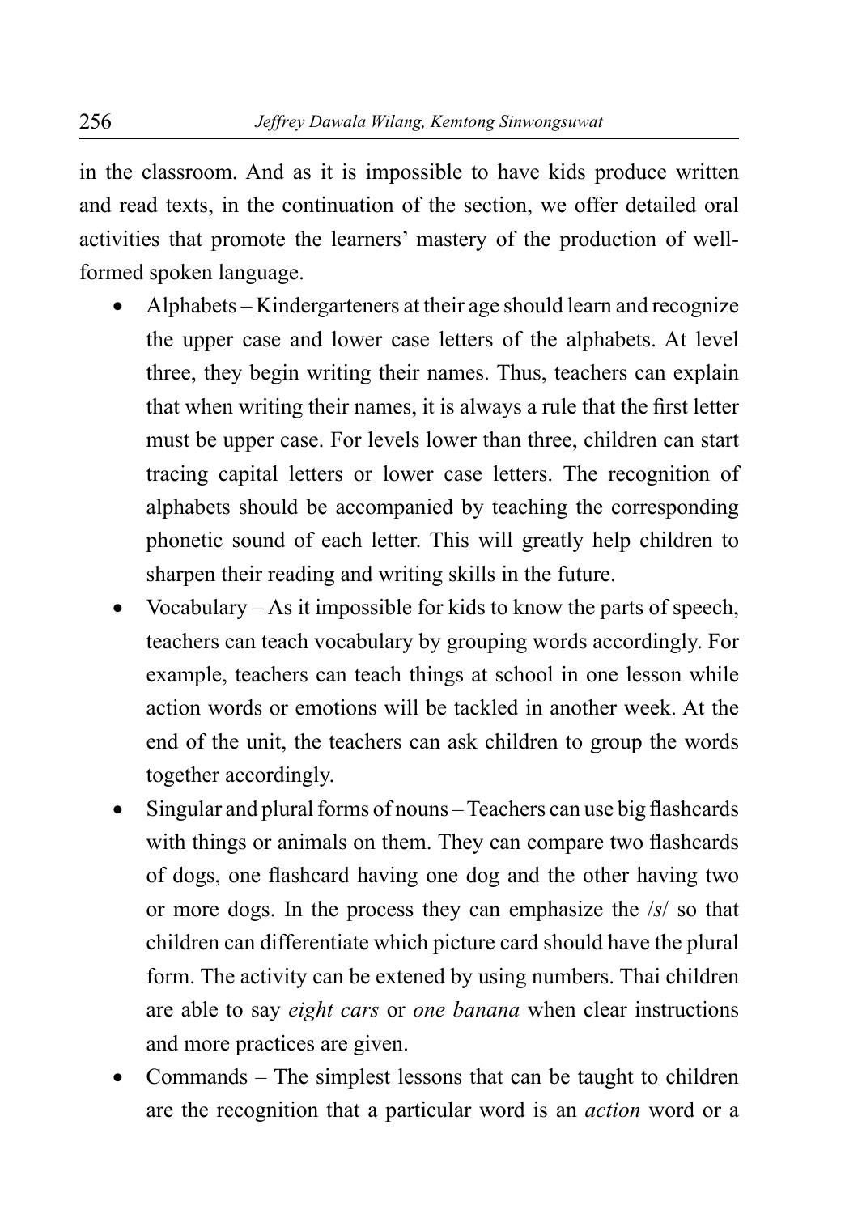in the classroom. And as it is impossible to have kids produce written and read texts, in the continuation of the section, we offer detailed oral activities that promote the learners' mastery of the production of well-formed spoken language.

- Alphabets – Kindergarteners at their age should learn and recognize the upper case and lower case letters of the alphabets. At level three, they begin writing their names. Thus, teachers can explain that when writing their names, it is always a rule that the first letter must be upper case. For levels lower than three, children can start tracing capital letters or lower case letters. The recognition of alphabets should be accompanied by teaching the corresponding phonetic sound of each letter. This will greatly help children to sharpen their reading and writing skills in the future.
- Vocabulary – As it impossible for kids to know the parts of speech, teachers can teach vocabulary by grouping words accordingly. For example, teachers can teach things at school in one lesson while action words or emotions will be tackled in another week. At the end of the unit, the teachers can ask children to group the words together accordingly.
- Singular and plural forms of nouns – Teachers can use big flashcards with things or animals on them. They can compare two flashcards of dogs, one flashcard having one dog and the other having two or more dogs. In the process they can emphasize the /*s*/ so that children can differentiate which picture card should have the plural form. The activity can be extened by using numbers. Thai children are able to say *eight cars* or *one banana* when clear instructions and more practices are given.
- Commands – The simplest lessons that can be taught to children are the recognition that a particular word is an *action* word or a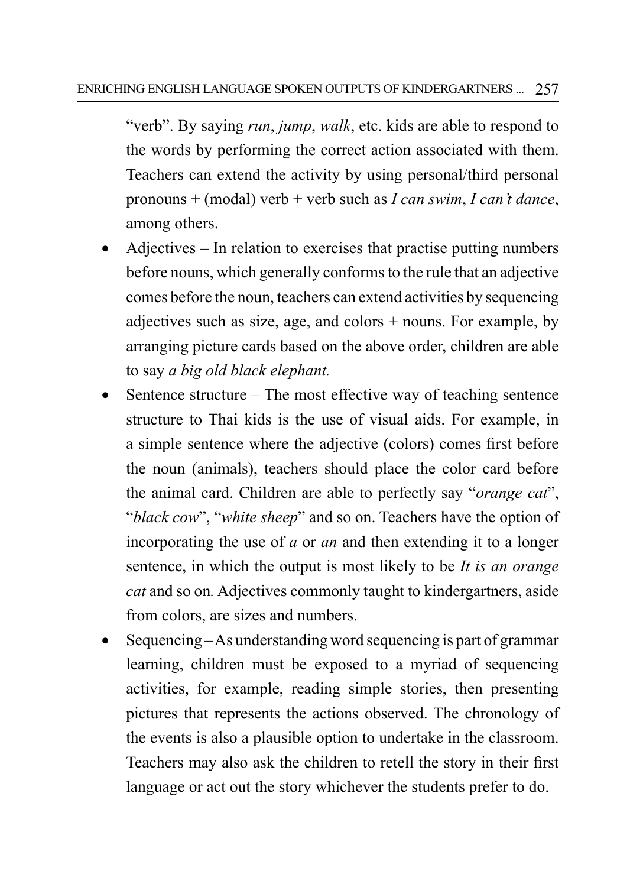"verb". By saying *run*, *jump*, *walk*, etc. kids are able to respond to the words by performing the correct action associated with them. Teachers can extend the activity by using personal/third personal pronouns + (modal) verb + verb such as *I can swim*, *I can't dance*, among others.

- Adjectives – In relation to exercises that practise putting numbers before nouns, which generally conforms to the rule that an adjective comes before the noun, teachers can extend activities by sequencing adjectives such as size, age, and colors + nouns. For example, by arranging picture cards based on the above order, children are able to say *a big old black elephant.*
- Sentence structure – The most effective way of teaching sentence structure to Thai kids is the use of visual aids. For example, in a simple sentence where the adjective (colors) comes first before the noun (animals), teachers should place the color card before the animal card. Children are able to perfectly say "*orange cat*", "*black cow*", "*white sheep*" and so on. Teachers have the option of incorporating the use of *a* or *an* and then extending it to a longer sentence, in which the output is most likely to be *It is an orange cat* and so on*.* Adjectives commonly taught to kindergartners, aside from colors, are sizes and numbers.
- Sequencing – As understanding word sequencing is part of grammar learning, children must be exposed to a myriad of sequencing activities, for example, reading simple stories, then presenting pictures that represents the actions observed. The chronology of the events is also a plausible option to undertake in the classroom. Teachers may also ask the children to retell the story in their first language or act out the story whichever the students prefer to do.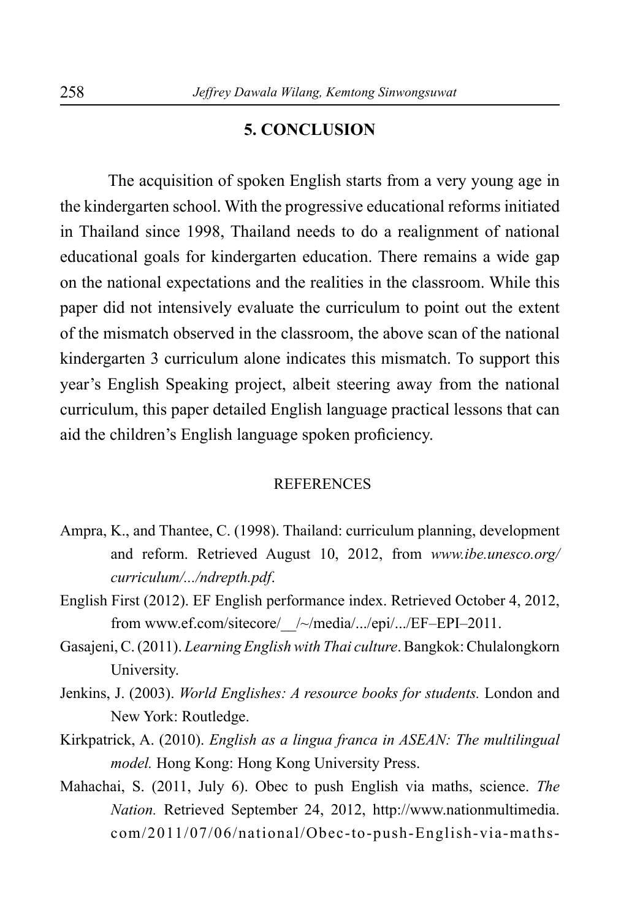## 5. CONCLUSION

The acquisition of spoken English starts from a very young age in the kindergarten school. With the progressive educational reforms initiated in Thailand since 1998, Thailand needs to do a realignment of national educational goals for kindergarten education. There remains a wide gap on the national expectations and the realities in the classroom. While this paper did not intensively evaluate the curriculum to point out the extent of the mismatch observed in the classroom, the above scan of the national kindergarten 3 curriculum alone indicates this mismatch. To support this year's English Speaking project, albeit steering away from the national curriculum, this paper detailed English language practical lessons that can aid the children's English language spoken proficiency.

## REFERENCES

Ampra, K., and Thantee, C. (1998). Thailand: curriculum planning, development and reform. Retrieved August 10, 2012, from *www.ibe.unesco.org/curriculum/.../ndrepth.pdf*.

English First (2012). EF English performance index. Retrieved October 4, 2012, from www.ef.com/sitecore/__/~/media/.../epi/.../EF–EPI–2011.

Gasajeni, C. (2011). *Learning English with Thai culture*. Bangkok: Chulalongkorn University.

Jenkins, J. (2003). *World Englishes: A resource books for students.* London and New York: Routledge.

Kirkpatrick, A. (2010). *English as a lingua franca in ASEAN: The multilingual model.* Hong Kong: Hong Kong University Press.

Mahachai, S. (2011, July 6). Obec to push English via maths, science. *The Nation.* Retrieved September 24, 2012, http://www.nationmultimedia.com/2011/07/06/national/Obec-to-push-English-via-maths-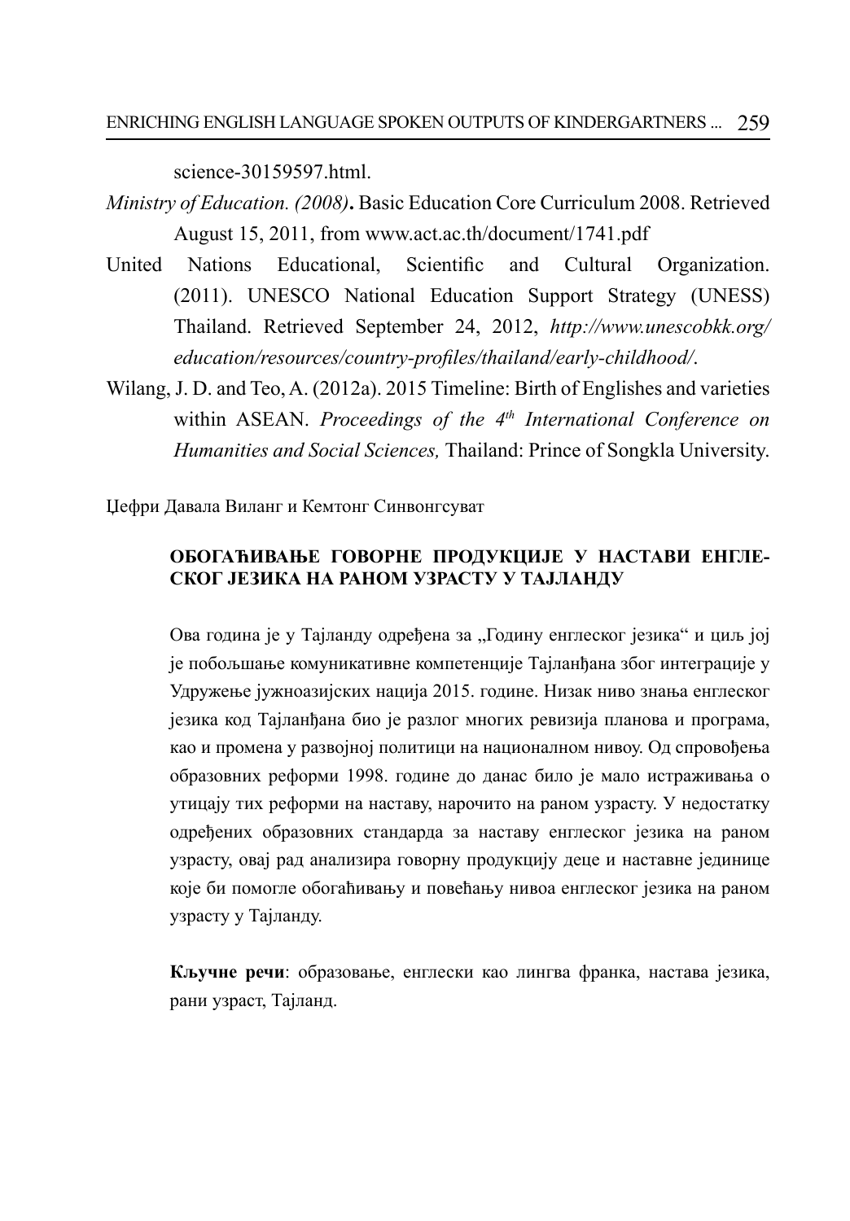science-30159597.html.

*Ministry of Education. (2008)***.** Basic Education Core Curriculum 2008. Retrieved August 15, 2011, from www.act.ac.th/document/1741.pdf

United Nations Educational, Scientific and Cultural Organization. (2011). UNESCO National Education Support Strategy (UNESS) Thailand. Retrieved September 24, 2012, *http://www.unescobkk.org/education/resources/country-profiles/thailand/early-childhood/*.

Wilang, J. D. and Teo, A. (2012a). 2015 Timeline: Birth of Englishes and varieties within ASEAN. *Proceedings of the 4th International Conference on Humanities and Social Sciences,* Thailand: Prince of Songkla University.

Џефри Давала Виланг и Кемтонг Синвонгсуват

**ОБОГАЋИВАЊЕ ГОВОРНЕ ПРОДУКЦИЈЕ У НАСТАВИ ЕНГЛЕСКОГ ЈЕЗИКА НА РАНОМ УЗРАСТУ У ТАЈЛАНДУ**

Ова година је у Тајланду одређена за „Годину енглеског језика" и циљ јој је побољшање комуникативне компетенције Тајланђана због интеграције у Удружење јужноазијских нација 2015. године. Низак ниво знања енглеског језика код Тајланђана био је разлог многих ревизија планова и програма, као и промена у развојној политици на националном нивоу. Од спровођења образовних реформи 1998. године до данас било је мало истраживања о утицају тих реформи на наставу, нарочито на раном узрасту. У недостатку одређених образовних стандарда за наставу енглеског језика на раном узрасту, овај рад анализира говорну продукцију деце и наставне јединице које би помогле обогаћивању и повећању нивоа енглеског језика на раном узрасту у Тајланду.

**Кључне речи**: образовање, енглески као лингва франка, настава језика, рани узраст, Тајланд.